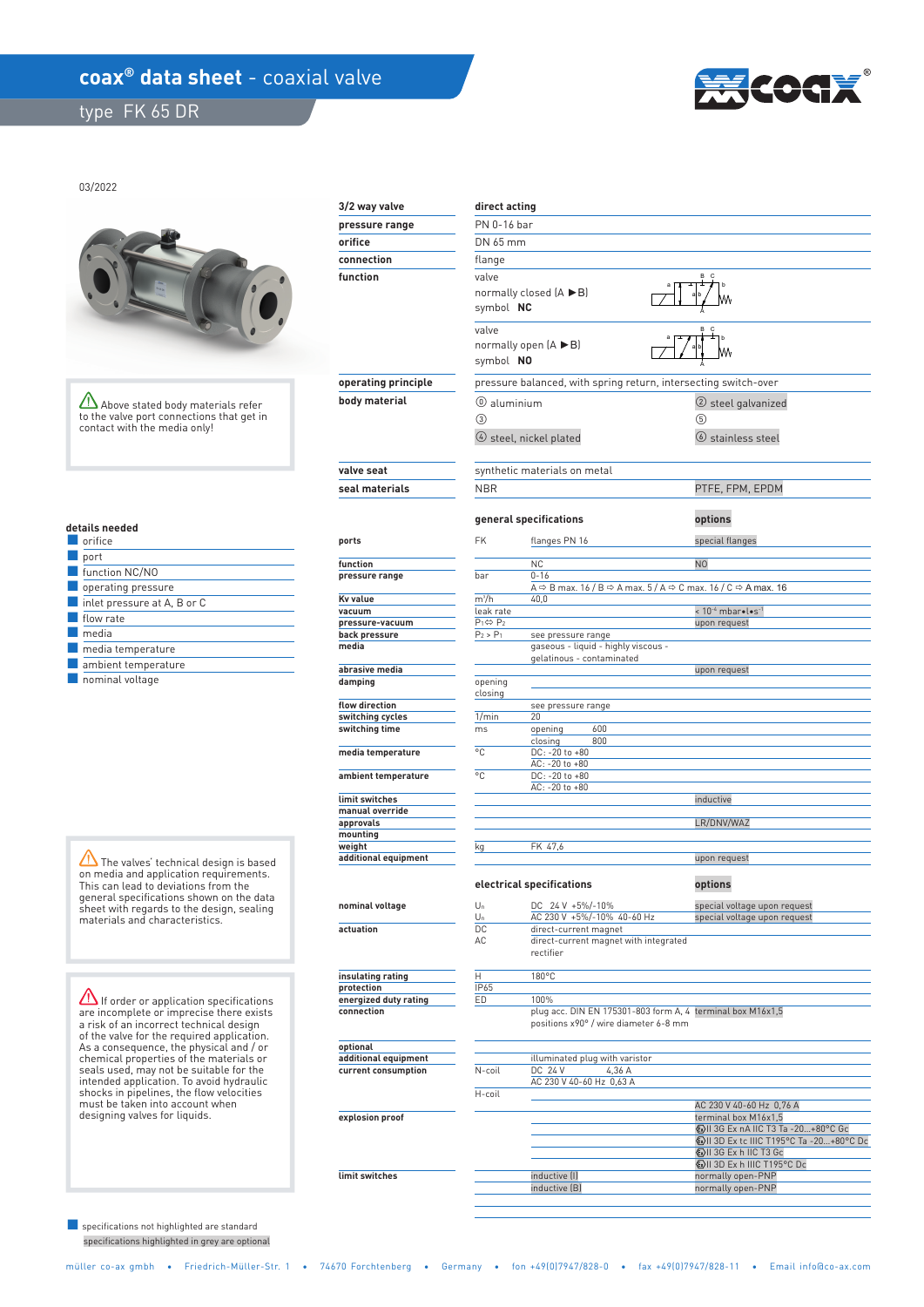# coax® data sheet - coaxial valve

## type FK 65 DR

03/2022

⚠ Above stated body materials refer to the valve port connections that get in contact with the media only!

| | |
|---|---|
| **3/2 way valve** | **direct acting** |
| **pressure range** | PN 0-16 bar |
| **orifice** | DN 65 mm |
| **connection** | flange |
| **function** | valve normally closed (A ▶B) symbol **NC** |
| | valve normally open (A ▶B) symbol **NO** |
| **operating principle** | pressure balanced, with spring return, intersecting switch-over |
| **body material** | ⓪ aluminium; ② steel galvanized; ③; ⑤; ④ steel, nickel plated; ⑥ stainless steel |
| **valve seat** | synthetic materials on metal |
| **seal materials** | NBR; PTFE, FPM, EPDM |

### details needed

- orifice
- port
- function NC/NO
- operating pressure
- inlet pressure at A, B or C
- flow rate
- media
- media temperature
- ambient temperature
- nominal voltage

### general specifications

| | | general specifications | options |
|---|---|---|---|
| **ports** | FK | flanges PN 16 | special flanges |
| **function** | | NC | NO |
| **pressure range** | bar | 0-16 | |
| | | A ⇨ B max. 16 / B ⇨ A max. 5 / A ⇨ C max. 16 / C ⇨ A max. 16 | |
| **Kv value** | m³/h | 40,0 | |
| **vacuum** | leak rate | | < $10^{-6}$ mbar•l•s⁻¹ |
| **pressure-vacuum** | P₁⇔ P₂ | | upon request |
| **back pressure** | P₂ > P₁ | see pressure range | |
| **media** | | gaseous - liquid - highly viscous - gelatinous - contaminated | |
| **abrasive media** | | | upon request |
| **damping** | opening | | |
| | closing | | |
| **flow direction** | | see pressure range | |
| **switching cycles** | 1/min | 20 | |
| **switching time** | ms | opening 600 | |
| | | closing 800 | |
| **media temperature** | °C | DC: -20 to +80 | |
| | | AC: -20 to +80 | |
| **ambient temperature** | °C | DC: -20 to +80 | |
| | | AC: -20 to +80 | |
| **limit switches** | | | inductive |
| **manual override** | | | |
| **approvals** | | | LR/DNV/WAZ |
| **mounting** | | | |
| **weight** | kg | FK 47,6 | |
| **additional equipment** | | | upon request |

⚠ The valves' technical design is based on media and application requirements. This can lead to deviations from the general specifications shown on the data sheet with regards to the design, sealing materials and characteristics.

### electrical specifications

| | | electrical specifications | options |
|---|---|---|---|
| **nominal voltage** | Uₙ | DC 24 V +5%/-10% | special voltage upon request |
| | Uₙ | AC 230 V +5%/-10% 40-60 Hz | special voltage upon request |
| **actuation** | DC | direct-current magnet | |
| | AC | direct-current magnet with integrated rectifier | |
| **insulating rating** | H | 180°C | |
| **protection** | IP65 | | |
| **energized duty rating** | ED | 100% | |
| **connection** | | plug acc. DIN EN 175301-803 form A, 4 positions x90° / wire diameter 6-8 mm | terminal box M16x1,5 |
| **optional additional equipment** | | illuminated plug with varistor | |
| **current consumption** | N-coil | DC 24 V 4,36 A | |
| | | AC 230 V 40-60 Hz 0,63 A | |
| | H-coil | | |
| | | | AC 230 V 40-60 Hz 0,76 A |
| **explosion proof** | | | terminal box M16x1,5 |
| | | | Ex II 3G Ex nA IIC T3 Ta -20...+80°C Gc |
| | | | Ex II 3D Ex tc IIIC T195°C Ta -20...+80°C Dc |
| | | | Ex II 3G Ex h IIC T3 Gc |
| | | | Ex II 3D Ex h IIIC T195°C Dc |
| **limit switches** | | inductive (I) | normally open-PNP |
| | | inductive (B) | normally open-PNP |

⚠ If order or application specifications are incomplete or imprecise there exists a risk of an incorrect technical design of the valve for the required application. As a consequence, the physical and / or chemical properties of the materials or seals used, may not be suitable for the intended application. To avoid hydraulic shocks in pipelines, the flow velocities must be taken into account when designing valves for liquids.

- specifications not highlighted are standard
- specifications highlighted in grey are optional

müller co-ax gmbh • Friedrich-Müller-Str. 1 • 74670 Forchtenberg • Germany • fon +49(0)7947/828-0 • fax +49(0)7947/828-11 • Email info@co-ax.com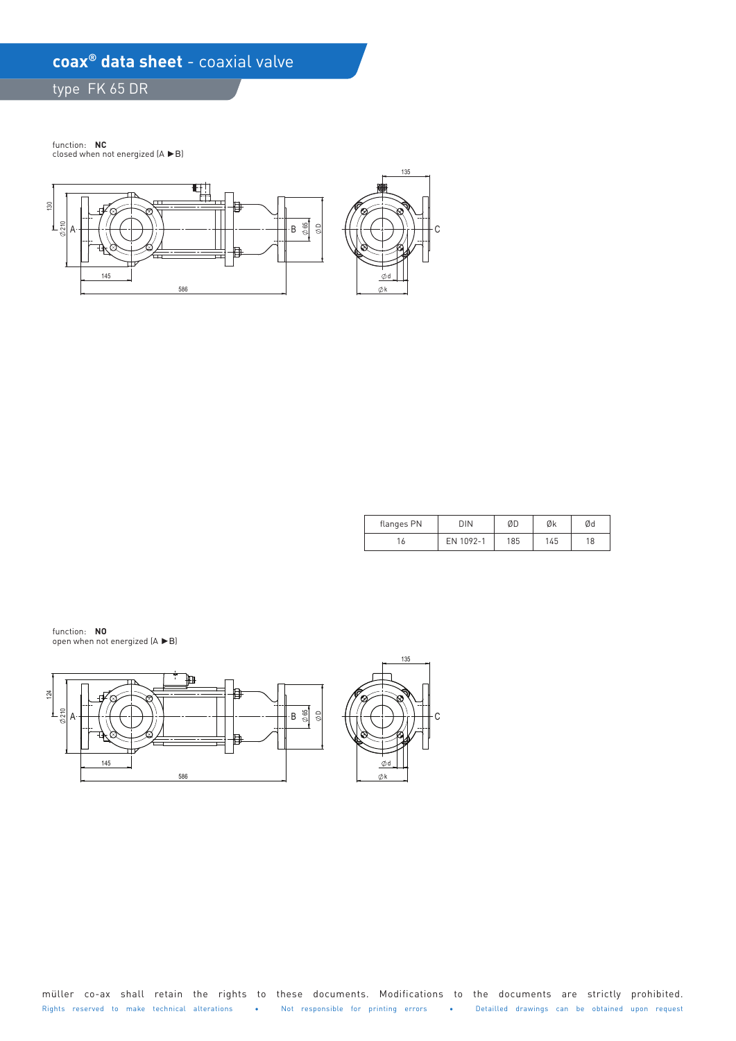# coax® data sheet - coaxial valve

## type FK 65 DR

function: **NC**
closed when not energized (A ►B)

130
∅210
A
145
586
B
∅65
∅D
135
C
∅d
∅k

| flanges PN | DIN | ØD | Øk | Ød |
|---|---|---|---|---|
| 16 | EN 1092-1 | 185 | 145 | 18 |

function: **NO**
open when not energized (A ►B)

124
∅210
A
145
586
B
∅65
∅D
135
C
∅d
∅k

müller co-ax shall retain the rights to these documents. Modifications to the documents are strictly prohibited.
Rights reserved to make technical alterations • Not responsible for printing errors • Detailled drawings can be obtained upon request